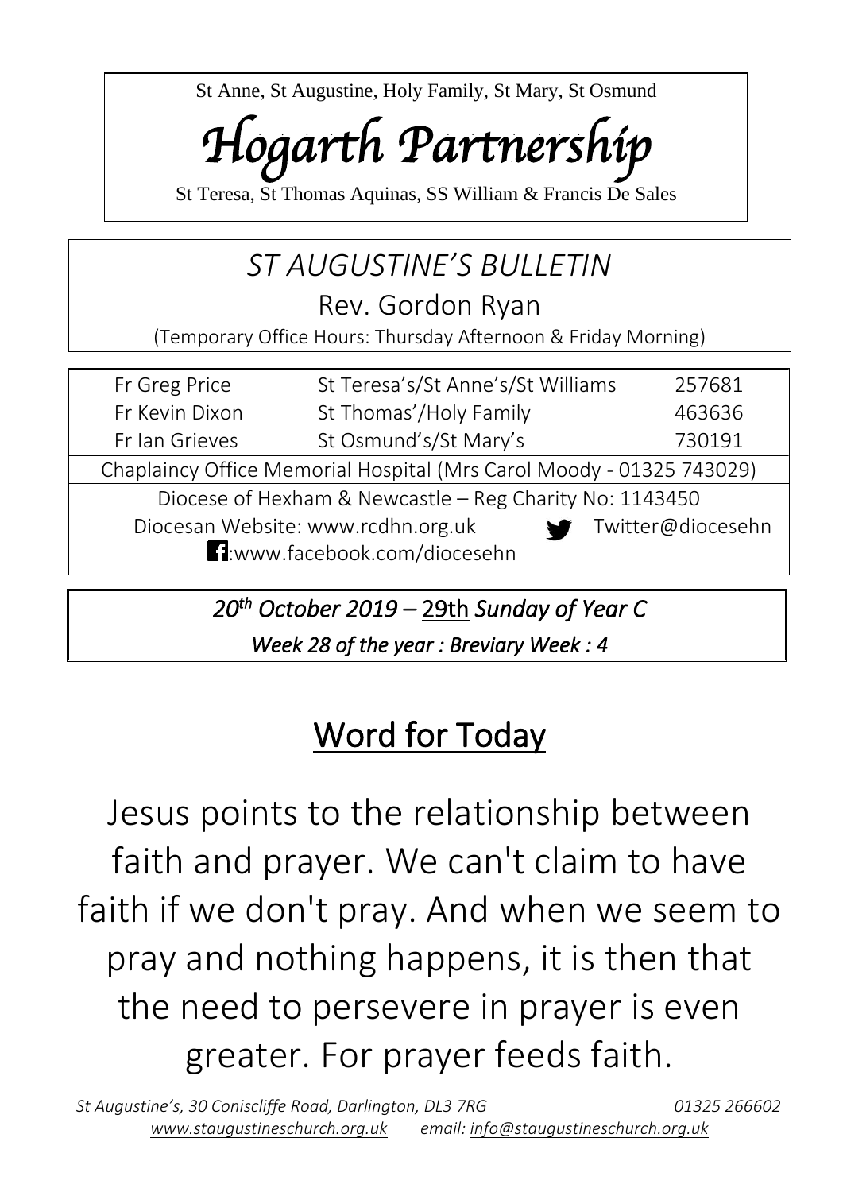St Anne, St Augustine, Holy Family, St Mary, St Osmund

# *Hogarth Partnership*

St Teresa, St Thomas Aquinas, SS William & Francis De Sales

## *ST AUGUSTINE'S BULLETIN*

Rev. Gordon Ryan

(Temporary Office Hours: Thursday Afternoon & Friday Morning)

| | | |
|---|---|---|
| Fr Greg Price | St Teresa's/St Anne's/St Williams | 257681 |
| Fr Kevin Dixon | St Thomas'/Holy Family | 463636 |
| Fr Ian Grieves | St Osmund's/St Mary's | 730191 |

Chaplaincy Office Memorial Hospital (Mrs Carol Moody - 01325 743029)

Diocese of Hexham & Newcastle – Reg Charity No: 1143450

Diocesan Website: www.rcdhn.org.uk Twitter@diocesehn

:www.facebook.com/diocesehn

***20th October 2019 – 29th Sunday of Year C***

***Week 28 of the year : Breviary Week : 4***

# Word for Today

Jesus points to the relationship between faith and prayer. We can't claim to have faith if we don't pray. And when we seem to pray and nothing happens, it is then that the need to persevere in prayer is even greater. For prayer feeds faith.

*St Augustine's, 30 Coniscliffe Road, Darlington, DL3 7RG* *01325 266602*

*www.staugustineschurch.org.uk* *email: info@staugustineschurch.org.uk*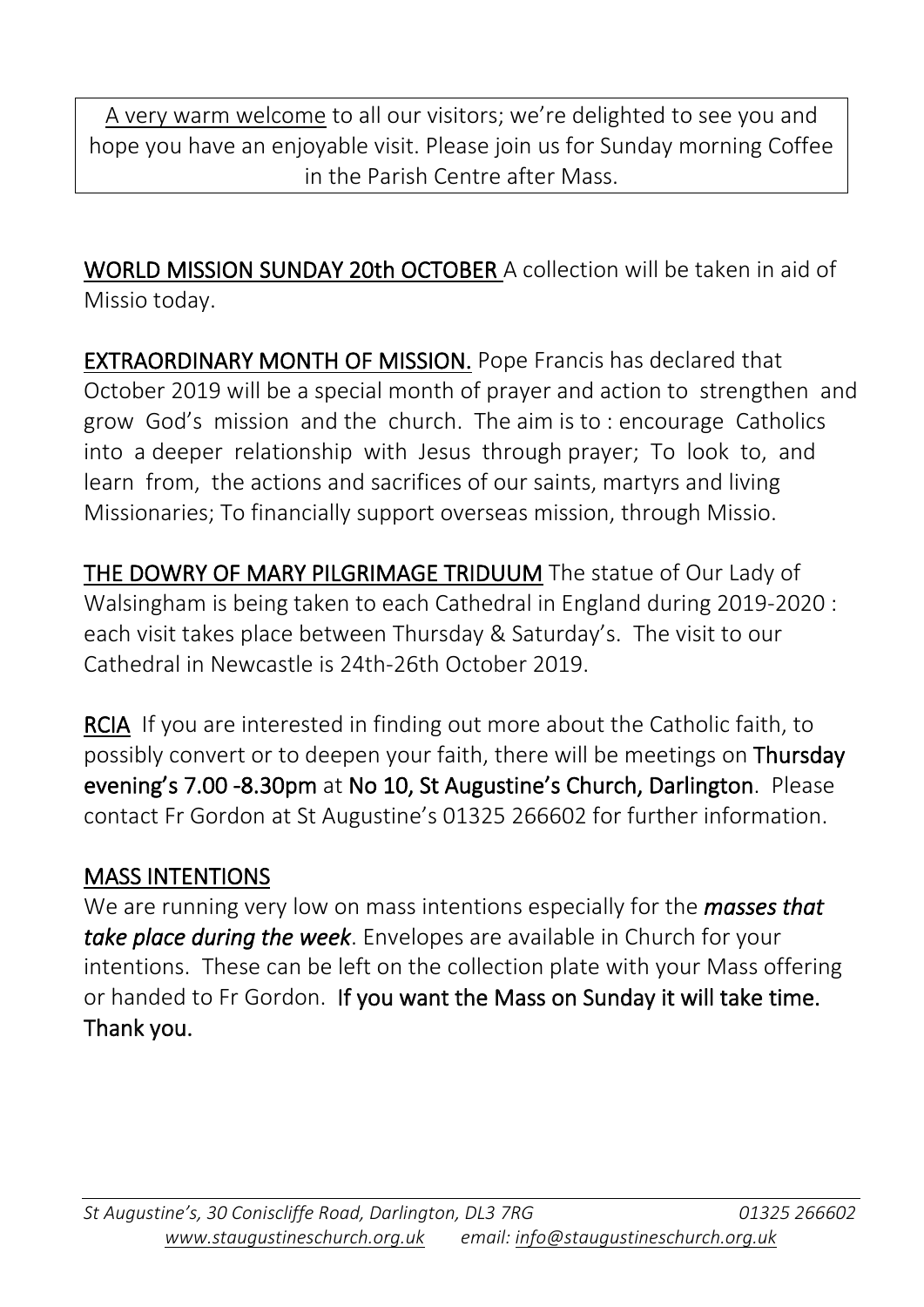A very warm welcome to all our visitors; we're delighted to see you and hope you have an enjoyable visit. Please join us for Sunday morning Coffee in the Parish Centre after Mass.

**WORLD MISSION SUNDAY 20th OCTOBER** A collection will be taken in aid of Missio today.

**EXTRAORDINARY MONTH OF MISSION.** Pope Francis has declared that October 2019 will be a special month of prayer and action to strengthen and grow God's mission and the church. The aim is to : encourage Catholics into a deeper relationship with Jesus through prayer; To look to, and learn from, the actions and sacrifices of our saints, martyrs and living Missionaries; To financially support overseas mission, through Missio.

**THE DOWRY OF MARY PILGRIMAGE TRIDUUM** The statue of Our Lady of Walsingham is being taken to each Cathedral in England during 2019-2020 : each visit takes place between Thursday & Saturday's. The visit to our Cathedral in Newcastle is 24th-26th October 2019.

**RCIA** If you are interested in finding out more about the Catholic faith, to possibly convert or to deepen your faith, there will be meetings on **Thursday evening's 7.00 -8.30pm** at **No 10, St Augustine's Church, Darlington**. Please contact Fr Gordon at St Augustine's 01325 266602 for further information.

## MASS INTENTIONS

We are running very low on mass intentions especially for the ***masses that take place during the week***. Envelopes are available in Church for your intentions. These can be left on the collection plate with your Mass offering or handed to Fr Gordon. **If you want the Mass on Sunday it will take time. Thank you.**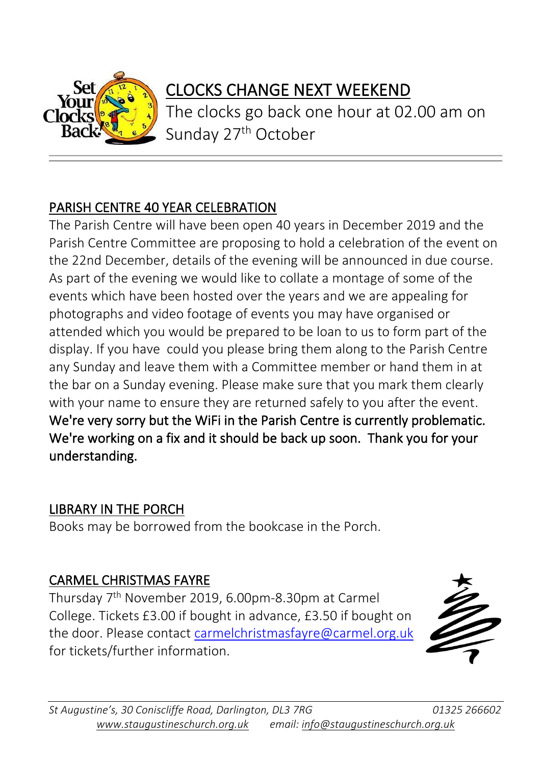## CLOCKS CHANGE NEXT WEEKEND

The clocks go back one hour at 02.00 am on Sunday 27th October

---

## PARISH CENTRE 40 YEAR CELEBRATION

The Parish Centre will have been open 40 years in December 2019 and the Parish Centre Committee are proposing to hold a celebration of the event on the 22nd December, details of the evening will be announced in due course. As part of the evening we would like to collate a montage of some of the events which have been hosted over the years and we are appealing for photographs and video footage of events you may have organised or attended which you would be prepared to be loan to us to form part of the display. If you have could you please bring them along to the Parish Centre any Sunday and leave them with a Committee member or hand them in at the bar on a Sunday evening. Please make sure that you mark them clearly with your name to ensure they are returned safely to you after the event.

We're very sorry but the WiFi in the Parish Centre is currently problematic. We're working on a fix and it should be back up soon. Thank you for your understanding.

## LIBRARY IN THE PORCH

Books may be borrowed from the bookcase in the Porch.

## CARMEL CHRISTMAS FAYRE

Thursday 7th November 2019, 6.00pm-8.30pm at Carmel College. Tickets £3.00 if bought in advance, £3.50 if bought on the door. Please contact carmelchristmasfayre@carmel.org.uk for tickets/further information.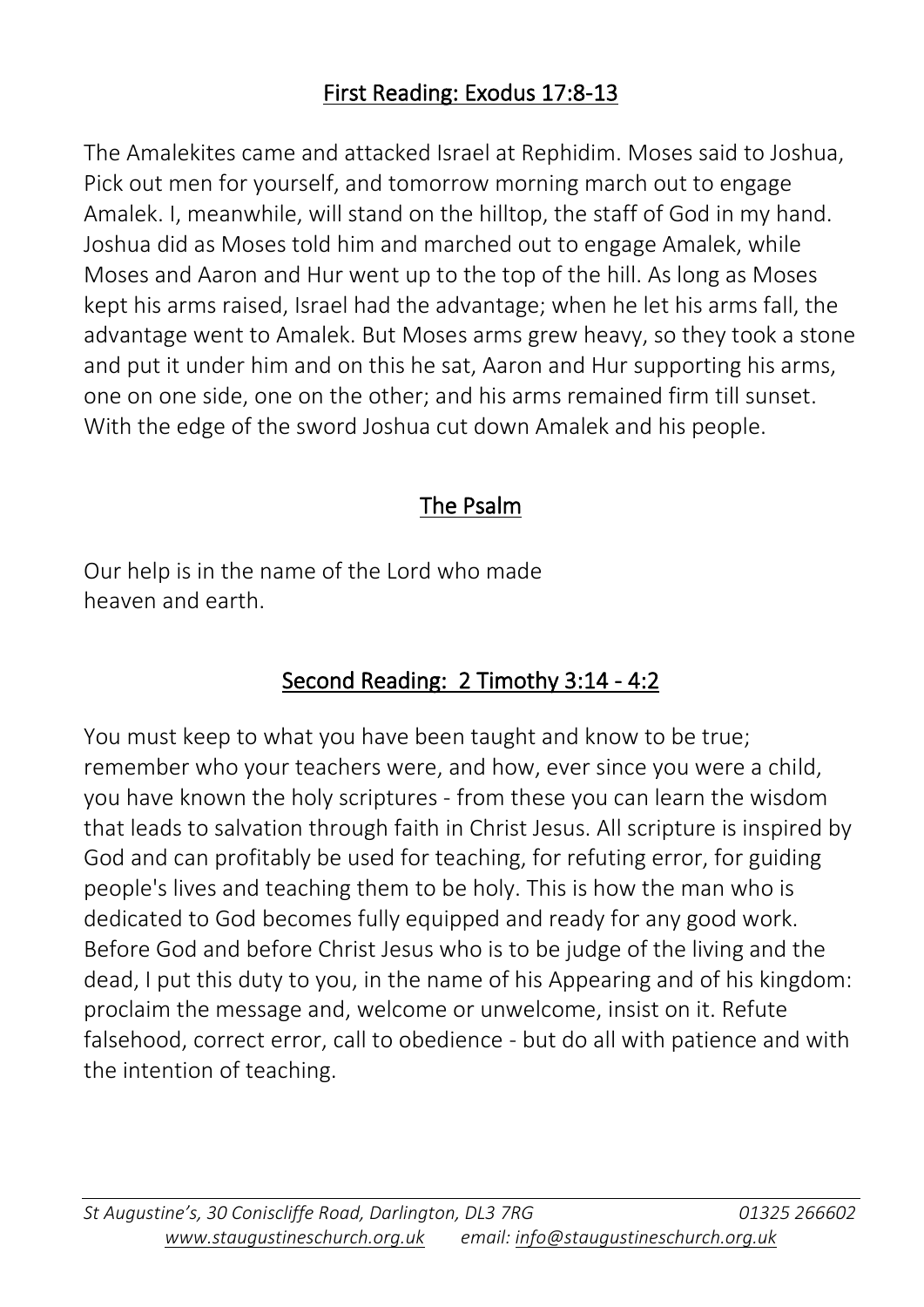## First Reading: Exodus 17:8-13

The Amalekites came and attacked Israel at Rephidim. Moses said to Joshua, Pick out men for yourself, and tomorrow morning march out to engage Amalek. I, meanwhile, will stand on the hilltop, the staff of God in my hand. Joshua did as Moses told him and marched out to engage Amalek, while Moses and Aaron and Hur went up to the top of the hill. As long as Moses kept his arms raised, Israel had the advantage; when he let his arms fall, the advantage went to Amalek. But Moses arms grew heavy, so they took a stone and put it under him and on this he sat, Aaron and Hur supporting his arms, one on one side, one on the other; and his arms remained firm till sunset. With the edge of the sword Joshua cut down Amalek and his people.

## The Psalm

Our help is in the name of the Lord who made
heaven and earth.

## Second Reading: 2 Timothy 3:14 - 4:2

You must keep to what you have been taught and know to be true; remember who your teachers were, and how, ever since you were a child, you have known the holy scriptures - from these you can learn the wisdom that leads to salvation through faith in Christ Jesus. All scripture is inspired by God and can profitably be used for teaching, for refuting error, for guiding people's lives and teaching them to be holy. This is how the man who is dedicated to God becomes fully equipped and ready for any good work. Before God and before Christ Jesus who is to be judge of the living and the dead, I put this duty to you, in the name of his Appearing and of his kingdom: proclaim the message and, welcome or unwelcome, insist on it. Refute falsehood, correct error, call to obedience - but do all with patience and with the intention of teaching.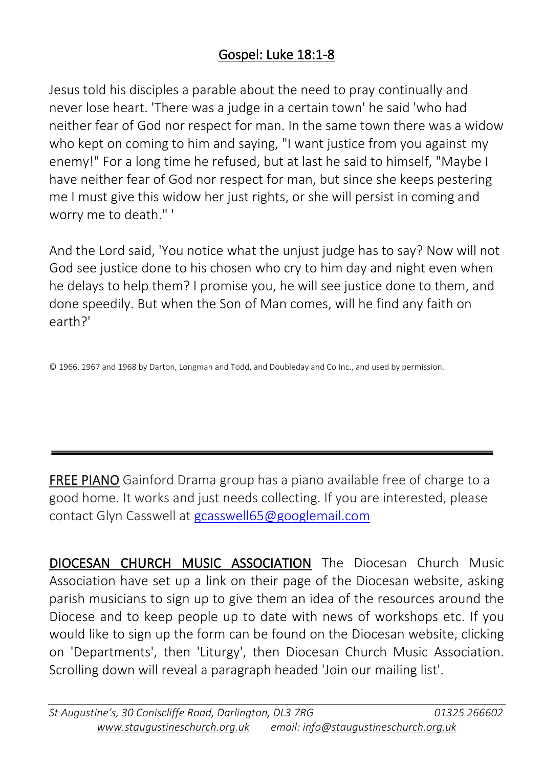## Gospel: Luke 18:1-8

Jesus told his disciples a parable about the need to pray continually and never lose heart. 'There was a judge in a certain town' he said 'who had neither fear of God nor respect for man. In the same town there was a widow who kept on coming to him and saying, "I want justice from you against my enemy!" For a long time he refused, but at last he said to himself, "Maybe I have neither fear of God nor respect for man, but since she keeps pestering me I must give this widow her just rights, or she will persist in coming and worry me to death." '

And the Lord said, 'You notice what the unjust judge has to say? Now will not God see justice done to his chosen who cry to him day and night even when he delays to help them? I promise you, he will see justice done to them, and done speedily. But when the Son of Man comes, will he find any faith on earth?'

© 1966, 1967 and 1968 by Darton, Longman and Todd, and Doubleday and Co Inc., and used by permission.

---

**FREE PIANO** Gainford Drama group has a piano available free of charge to a good home. It works and just needs collecting. If you are interested, please contact Glyn Casswell at gcasswell65@googlemail.com

**DIOCESAN CHURCH MUSIC ASSOCIATION** The Diocesan Church Music Association have set up a link on their page of the Diocesan website, asking parish musicians to sign up to give them an idea of the resources around the Diocese and to keep people up to date with news of workshops etc. If you would like to sign up the form can be found on the Diocesan website, clicking on 'Departments', then 'Liturgy', then Diocesan Church Music Association. Scrolling down will reveal a paragraph headed 'Join our mailing list'.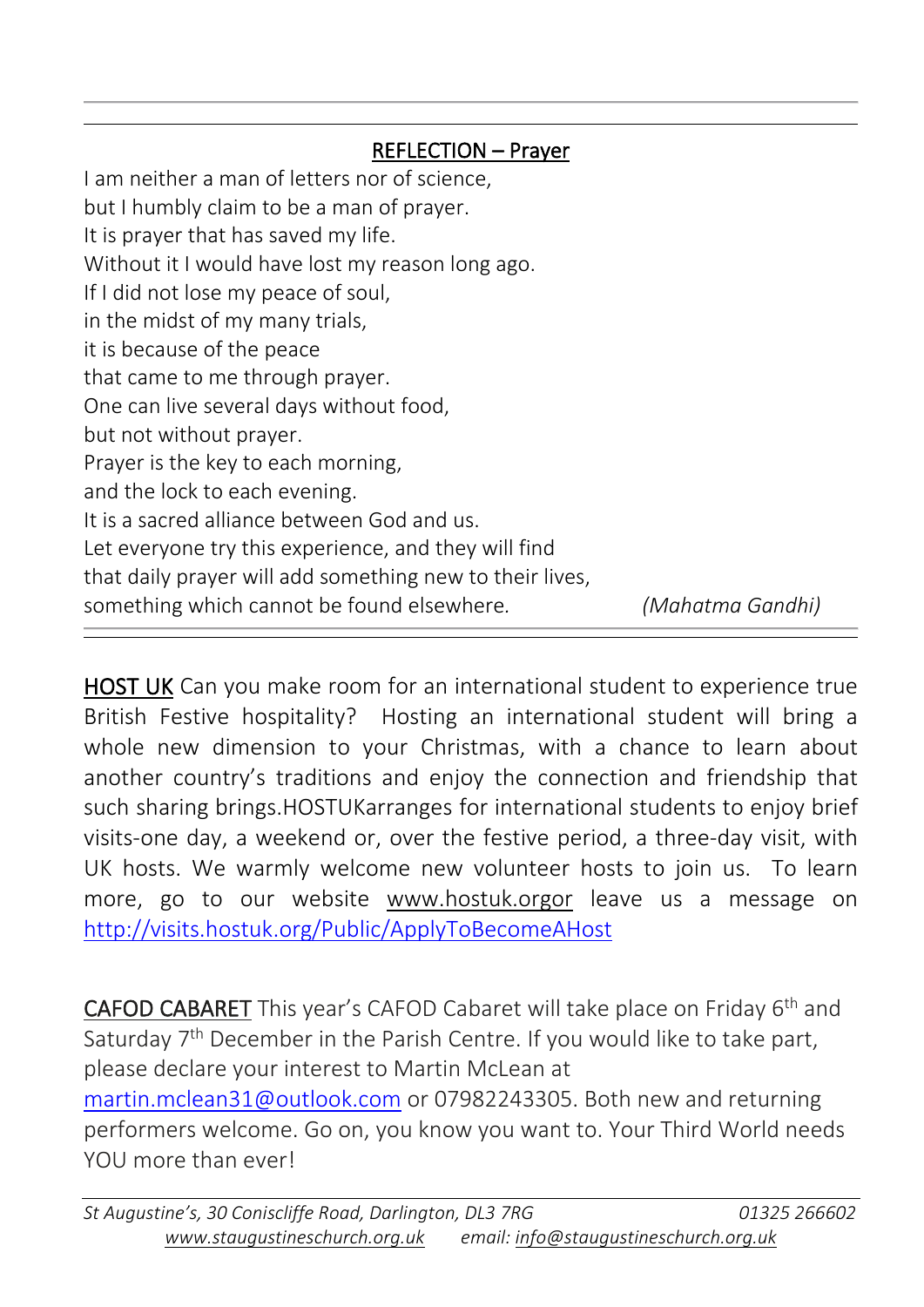## REFLECTION – Prayer

I am neither a man of letters nor of science,  
but I humbly claim to be a man of prayer.  
It is prayer that has saved my life.  
Without it I would have lost my reason long ago.  
If I did not lose my peace of soul,  
in the midst of my many trials,  
it is because of the peace  
that came to me through prayer.  
One can live several days without food,  
but not without prayer.  
Prayer is the key to each morning,  
and the lock to each evening.  
It is a sacred alliance between God and us.  
Let everyone try this experience, and they will find  
that daily prayer will add something new to their lives,  
something which cannot be found elsewhere. *(Mahatma Gandhi)*

---

**HOST UK** Can you make room for an international student to experience true British Festive hospitality? Hosting an international student will bring a whole new dimension to your Christmas, with a chance to learn about another country's traditions and enjoy the connection and friendship that such sharing brings.HOSTUKarranges for international students to enjoy brief visits-one day, a weekend or, over the festive period, a three-day visit, with UK hosts. We warmly welcome new volunteer hosts to join us. To learn more, go to our website www.hostuk.orgor leave us a message on http://visits.hostuk.org/Public/ApplyToBecomeAHost

**CAFOD CABARET** This year's CAFOD Cabaret will take place on Friday 6th and Saturday 7th December in the Parish Centre. If you would like to take part, please declare your interest to Martin McLean at martin.mclean31@outlook.com or 07982243305. Both new and returning performers welcome. Go on, you know you want to. Your Third World needs YOU more than ever!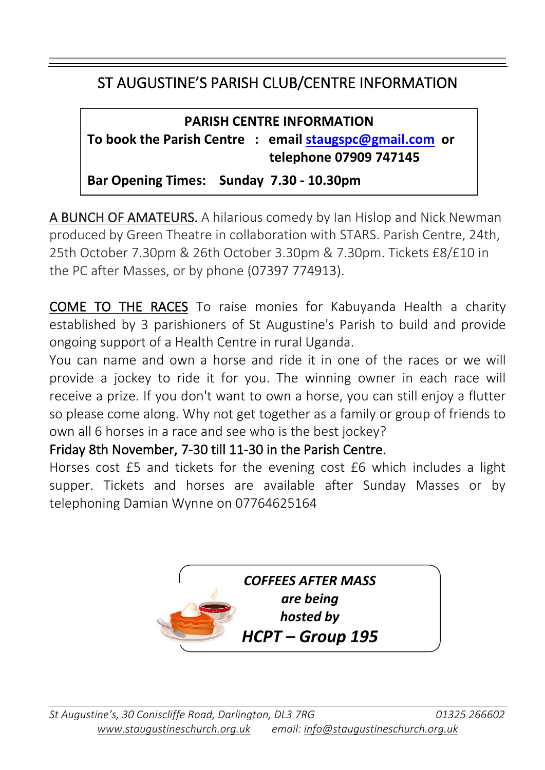# ST AUGUSTINE'S PARISH CLUB/CENTRE INFORMATION

**PARISH CENTRE INFORMATION**

**To book the Parish Centre : email staugspc@gmail.com or telephone 07909 747145**

**Bar Opening Times: Sunday 7.30 - 10.30pm**

A BUNCH OF AMATEURS. A hilarious comedy by Ian Hislop and Nick Newman produced by Green Theatre in collaboration with STARS. Parish Centre, 24th, 25th October 7.30pm & 26th October 3.30pm & 7.30pm. Tickets £8/£10 in the PC after Masses, or by phone (07397 774913).

COME TO THE RACES To raise monies for Kabuyanda Health a charity established by 3 parishioners of St Augustine's Parish to build and provide ongoing support of a Health Centre in rural Uganda.

You can name and own a horse and ride it in one of the races or we will provide a jockey to ride it for you. The winning owner in each race will receive a prize. If you don't want to own a horse, you can still enjoy a flutter so please come along. Why not get together as a family or group of friends to own all 6 horses in a race and see who is the best jockey?

Friday 8th November, 7-30 till 11-30 in the Parish Centre.

Horses cost £5 and tickets for the evening cost £6 which includes a light supper. Tickets and horses are available after Sunday Masses or by telephoning Damian Wynne on 07764625164

***COFFEES AFTER MASS are being hosted by HCPT – Group 195***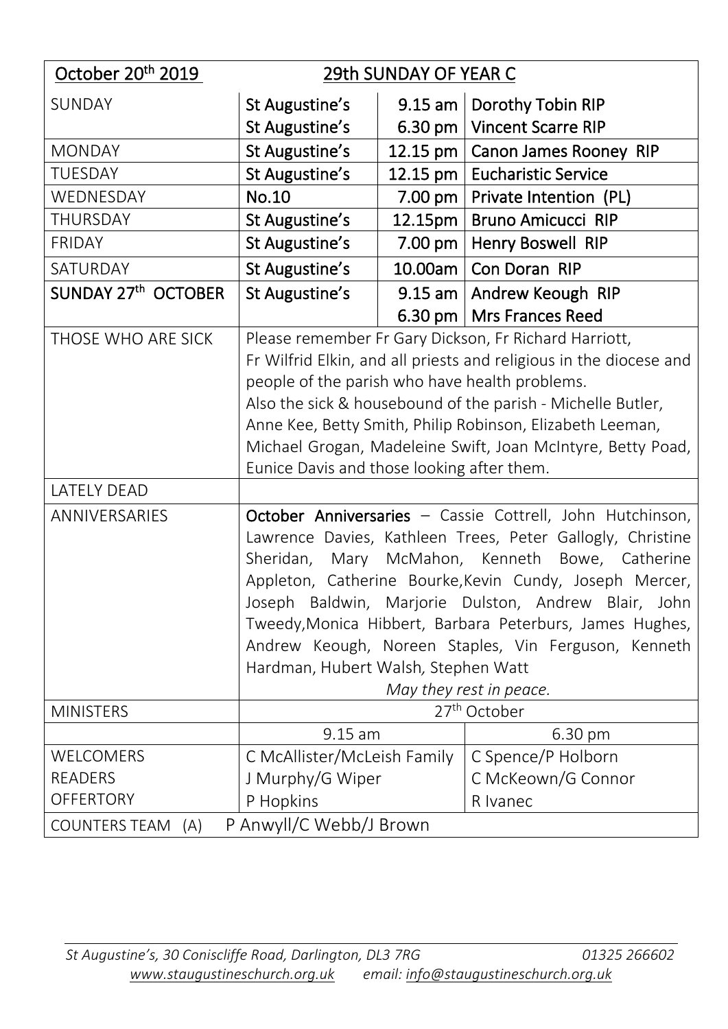| October 20th 2019 | 29th SUNDAY OF YEAR C | | |
|---|---|---|---|
| SUNDAY | St Augustine's<br>St Augustine's | 9.15 am<br>6.30 pm | Dorothy Tobin RIP<br>Vincent Scarre RIP |
| MONDAY | St Augustine's | 12.15 pm | Canon James Rooney RIP |
| TUESDAY | St Augustine's | 12.15 pm | Eucharistic Service |
| WEDNESDAY | No.10 | 7.00 pm | Private Intention (PL) |
| THURSDAY | St Augustine's | 12.15pm | Bruno Amicucci RIP |
| FRIDAY | St Augustine's | 7.00 pm | Henry Boswell RIP |
| SATURDAY | St Augustine's | 10.00am | Con Doran RIP |
| SUNDAY 27th OCTOBER | St Augustine's | 9.15 am<br>6.30 pm | Andrew Keough RIP<br>Mrs Frances Reed |
| THOSE WHO ARE SICK | Please remember Fr Gary Dickson, Fr Richard Harriott, Fr Wilfrid Elkin, and all priests and religious in the diocese and people of the parish who have health problems. Also the sick & housebound of the parish - Michelle Butler, Anne Kee, Betty Smith, Philip Robinson, Elizabeth Leeman, Michael Grogan, Madeleine Swift, Joan McIntyre, Betty Poad, Eunice Davis and those looking after them. | | |
| LATELY DEAD | | | |
| ANNIVERSARIES | **October Anniversaries** – Cassie Cottrell, John Hutchinson, Lawrence Davies, Kathleen Trees, Peter Gallogly, Christine Sheridan, Mary McMahon, Kenneth Bowe, Catherine Appleton, Catherine Bourke,Kevin Cundy, Joseph Mercer, Joseph Baldwin, Marjorie Dulston, Andrew Blair, John Tweedy,Monica Hibbert, Barbara Peterburs, James Hughes, Andrew Keough, Noreen Staples, Vin Ferguson, Kenneth Hardman, Hubert Walsh, Stephen Watt<br>*May they rest in peace.* | | |
| MINISTERS | 27th October | | |
| | 9.15 am | | 6.30 pm |
| WELCOMERS<br>READERS<br>OFFERTORY | C McAllister/McLeish Family<br>J Murphy/G Wiper<br>P Hopkins | | C Spence/P Holborn<br>C McKeown/G Connor<br>R Ivanec |
| COUNTERS TEAM (A) | P Anwyll/C Webb/J Brown | | |

*St Augustine's, 30 Coniscliffe Road, Darlington, DL3 7RG 01325 266602*
*www.staugustineschurch.org.uk email: info@staugustineschurch.org.uk*